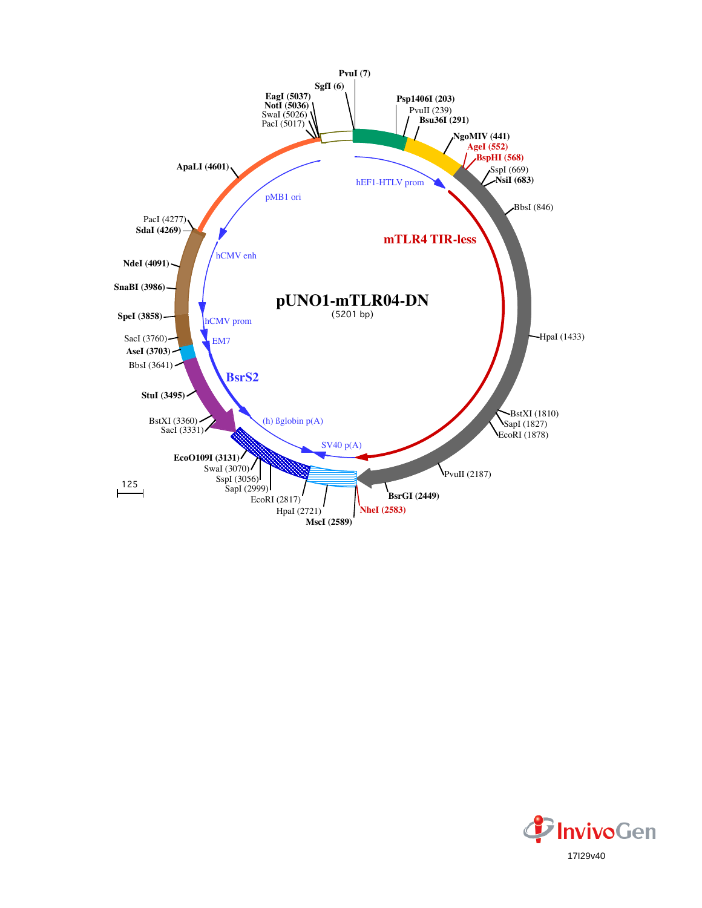# pUNO1-mTLR04-DN

(5201 bp)

PvuI (7)
SgfI (6)
EagI (5037)
NotI (5036)
SwaI (5026)
PacI (5017)
Psp1406I (203)
PvuII (239)
Bsu36I (291)
NgoMIV (441)
AgeI (552)
BspHI (568)
SspI (669)
NsiI (683)
BbsI (846)
HpaI (1433)
BstXI (1810)
SapI (1827)
EcoRI (1878)
PvuII (2187)
BsrGI (2449)
NheI (2583)
MscI (2589)
HpaI (2721)
EcoRI (2817)
SapI (2999)
SspI (3056)
SwaI (3070)
EcoO109I (3131)
SacI (3331)
BstXI (3360)
StuI (3495)
BbsI (3641)
AseI (3703)
SacI (3760)
SpeI (3858)
SnaBI (3986)
NdeI (4091)
SdaI (4269)
PacI (4277)
ApaLI (4601)

hEF1-HTLV prom

mTLR4 TIR-less

pMB1 ori

hCMV enh

hCMV prom

EM7

BsrS2

(h) ßglobin p(A)

SV40 p(A)

125

InvivoGen

17I29v40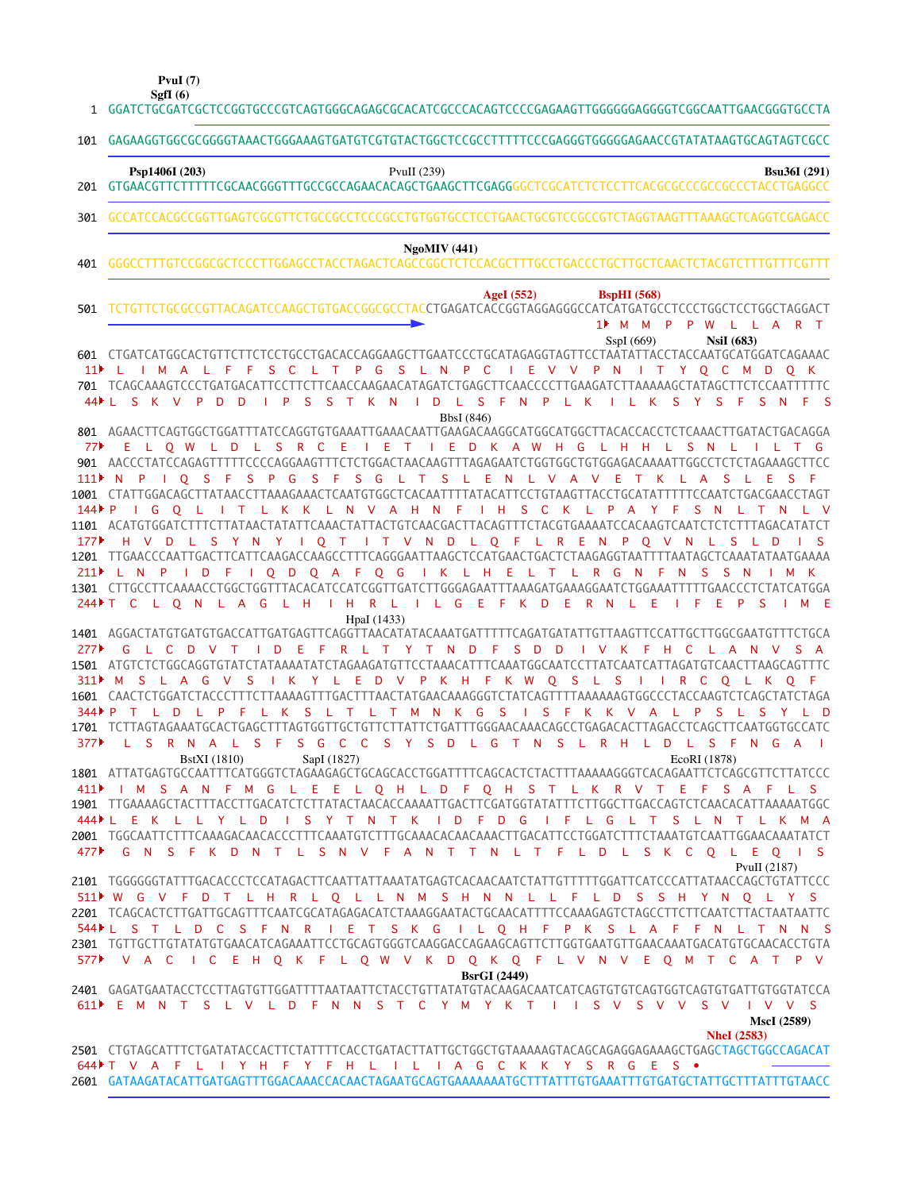```
            PvuI (7)
           SgfI (6)
   1  GGATCTGCGATCGCTCCGGTGCCCGTCAGTGGGCAGAGCGCACATCGCCCACAGTCCCCGAGAAGTTGGGGGGAGGGGTCGGCAATTGAACGGGTGCCTA

 101  GAGAAGGTGGCGCGGGGTAAACTGGGAAAGTGATGTCGTGTACTGGCTCCGCCTTTTTCCCGAGGGTGGGGGAGAACCGTATATAAGTGCAGTAGTCGCC

         Psp1406I (203)                        PvuII (239)                                              Bsu36I (291)
 201  GTGAACGTTCTTTTTCGCAACGGGTTTGCCGCCAGAACACAGCTGAAGCTTCGAGGGGCTCGCATCTCTCCTTCACGCGCCCGCCGCCCTACCTGAGGCC

 301  GCCATCCACGCCGGTTGAGTCGCGTTCTGCCGCCTCCCGCCTGTGGTGCCTCCTGAACTGCGTCCGCCGTCTAGGTAAGTTTAAAGCTCAGGTCGAGACC

                                                NgoMIV (441)
 401  GGGCCTTTGTCCGGCGCTCCCTTGGAGCCTACCTAGACTCAGCCGGCTCTCCACGCTTTGCCTGACCCTGCTTGCTCAACTCTACGTCTTTGTTTCGTTT

                                                    AgeI (552)          BspHI (568)
 501  TCTGTTCTGCGCCGTTACAGATCCAAGCTGTGACCGGCGCCTACCTGAGATCACCGGTAGGAGGGCCATCATGATGCCTCCCTGGCTCCTGGCTAGGACT
                                                                                 1▸ M  M  P  P  W  L  L  A  R  T
                                                                           SspI (669)       NsiI (683)
 601  CTGATCATGGCACTGTTCTTCTCCTGCCTGACACCAGGAAGCTTGAATCCCTGCATAGAGGTAGTTCCTAATATTACCTACCAATGCATGGATCAGAAAC
  11▸  L  I  M  A  L  F  F  S  C  L  T  P  G  S  L  N  P  C  I  E  V  V  P  N  I  T  Y  Q  C  M  D  Q  K
 701  TCAGCAAAGTCCCTGATGACATTCCTTCTTCAACCAAGAACATAGATCTGAGCTTCAACCCCTTGAAGATCTTAAAAAGCTATAGCTTCTCCAATTTTTC
  44▸ L  S  K  V  P  D  D  I  P  S  S  T  K  N  I  D  L  S  F  N  P  L  K  I  L  K  S  Y  S  F  S  N  F  S
                                                   BbsI (846)
 801  AGAACTTCAGTGGCTGGATTTATCCAGGTGTGAAATTGAAACAATTGAAGACAAGGCATGGCATGGCTTACACCACCTCTCAAACTTGATACTGACAGGA
  77▸  E  L  Q  W  L  D  L  S  R  C  E  I  E  T  I  E  D  K  A  W  H  G  L  H  H  L  S  N  L  I  L  T  G
 901  AACCCTATCCAGAGTTTTTCCCCAGGAAGTTTCTCTGGACTAACAAGTTTAGAGAATCTGGTGGCTGTGGAGACAAAATTGGCCTCTCTAGAAAGCTTCC
 111▸ N  P  I  Q  S  F  S  P  G  S  F  S  G  L  T  S  L  E  N  L  V  A  V  E  T  K  L  A  S  L  E  S  F
1001  CTATTGGACAGCTTATAACCTTAAAGAAACTCAATGTGGCTCACAATTTTATACATTCCTGTAAGTTACCTGCATATTTTTCCAATCTGACGAACCTAGT
 144▸ P  I  G  Q  L  I  T  L  K  K  L  N  V  A  H  N  F  I  H  S  C  K  L  P  A  Y  F  S  N  L  T  N  L  V
1101  ACATGTGGATCTTTCTTATAACTATATTCAAACTATTACTGTCAACGACTTACAGTTTCTACGTGAAAATCCACAAGTCAATCTCTCTTTAGACATATCT
 177▸  H  V  D  L  S  Y  N  Y  I  Q  T  I  T  V  N  D  L  Q  F  L  R  E  N  P  Q  V  N  L  S  L  D  I  S
1201  TTGAACCCAATTGACTTCATTCAAGACCAAGCCTTTCAGGGAATTAAGCTCCATGAACTGACTCTAAGAGGTAATTTTAATAGCTCAAATATAATGAAAA
 211▸ L  N  P  I  D  F  I  Q  D  Q  A  F  Q  G  I  K  L  H  E  L  T  L  R  G  N  F  N  S  S  N  I  M  K
1301  CTTGCCTTCAAAACCTGGCTGGTTTACACATCCATCGGTTGATCTTGGGAGAATTTAAAGATGAAAGGAATCTGGAAATTTTTGAACCCTCTATCATGGA
 244▸ T  C  L  Q  N  L  A  G  L  H  I  H  R  L  I  L  G  E  F  K  D  E  R  N  L  E  I  F  E  P  S  I  M  E
                                         HpaI (1433)
1401  AGGACTATGTGATGTGACCATTGATGAGTTCAGGTTAACATATACAAATGATTTTTCAGATGATATTGTTAAGTTCCATTGCTTGGCGAATGTTTCTGCA
 277▸  G  L  C  D  V  T  I  D  E  F  R  L  T  Y  T  N  D  F  S  D  D  I  V  K  F  H  C  L  A  N  V  S  A
1501  ATGTCTCTGGCAGGTGTATCTATAAAATATCTAGAAGATGTTCCTAAACATTTCAAATGGCAATCCTTATCAATCATTAGATGTCAACTTAAGCAGTTTC
 311▸ M  S  L  A  G  V  S  I  K  Y  L  E  D  V  P  K  H  F  K  W  Q  S  L  S  I  I  R  C  Q  L  K  Q  F
1601  CAACTCTGGATCTACCCTTTCTTAAAAGTTTGACTTTAACTATGAACAAAGGGTCTATCAGTTTTAAAAAAGTGGCCCTACCAAGTCTCAGCTATCTAGA
 344▸ P  T  L  D  L  P  F  L  K  S  L  T  L  T  M  N  K  G  S  I  S  F  K  K  V  A  L  P  S  L  S  Y  L  D
1701  TCTTAGTAGAAATGCACTGAGCTTTAGTGGTTGCTGTTCTTATTCTGATTTGGGAACAAACAGCCTGAGACACTTAGACCTCAGCTTCAATGGTGCCATC
 377▸  L  S  R  N  A  L  S  F  S  G  C  C  S  Y  S  D  L  G  T  N  S  L  R  H  L  D  L  S  F  N  G  A  I
                BstXI (1810)         SapI (1827)                                              EcoRI (1878)
1801  ATTATGAGTGCCAATTTCATGGGTCTAGAAGAGCTGCAGCACCTGGATTTTCAGCACTCTACTTTAAAAAGGGTCACAGAATTCTCAGCGTTCTTATCCC
 411▸  I  M  S  A  N  F  M  G  L  E  E  L  Q  H  L  D  F  Q  H  S  T  L  K  R  V  T  E  F  S  A  F  L  S
1901  TTGAAAAGCTACTTTACCTTGACATCTCTTATACTAACACCAAAATTGACTTCGATGGTATATTTCTTGGCTTGACCAGTCTCAACACATTAAAAATGGC
 444▸ L  E  K  L  L  Y  L  D  I  S  Y  T  N  T  K  I  D  F  D  G  I  F  L  G  L  T  S  L  N  T  L  K  M  A
2001  TGGCAATTCTTTCAAAGACAACACCCTTTCAAATGTCTTTGCAAACACAACAAACTTGACATTCCTGGATCTTTCTAAATGTCAATTGGAACAAATATCT
 477▸  G  N  S  F  K  D  N  T  L  S  N  V  F  A  N  T  T  N  L  T  F  L  D  L  S  K  C  Q  L  E  Q  I  S
                                                                                              PvuII (2187)
2101  TGGGGGGTATTTGACACCCTCCATAGACTTCAATTATTAAATATGAGTCACAACAATCTATTGTTTTTGGATTCATCCCATTATAACCAGCTGTATTCCC
 511▸ W  G  V  F  D  T  L  H  R  L  Q  L  L  N  M  S  H  N  N  L  L  F  L  D  S  S  H  Y  N  Q  L  Y  S
2201  TCAGCACTCTTGATTGCAGTTTCAATCGCATAGAGACATCTAAAGGAATACTGCAACATTTTCCAAAGAGTCTAGCCTTCTTCAATCTTACTAATAATTC
 544▸ L  S  T  L  D  C  S  F  N  R  I  E  T  S  K  G  I  L  Q  H  F  P  K  S  L  A  F  F  N  L  T  N  N  S
2301  TGTTGCTTGTATATGTGAACATCAGAAATTCCTGCAGTGGGTCAAGGACCAGAAGCAGTTCTTGGTGAATGTTGAACAAATGACATGTGCAACACCTGTA
 577▸  V  A  C  I  C  E  H  Q  K  F  L  Q  W  V  K  D  Q  K  Q  F  L  V  N  V  E  Q  M  T  C  A  T  P  V
                                                  BsrGI (2449)
2401  GAGATGAATACCTCCTTAGTGTTGGATTTTAATAATTCTACCTGTTATATGTACAAGACAATCATCAGTGTGTCAGTGGTCAGTGTGATTGTGGTATCCA
 611▸  E  M  N  T  S  L  V  L  D  F  N  N  S  T  C  Y  M  Y  K  T  I  I  S  V  S  V  V  S  V  I  V  V  S
                                                                                                  MscI (2589)
                                                                                          NheI (2583)
2501  CTGTAGCATTTCTGATATACCACTTCTATTTTCACCTGATACTTATTGCTGGCTGTAAAAAGTACAGCAGAGGAGAAAGCTGAGCTAGCTGGCCAGACAT
 644▸ T  V  A  F  L  I  Y  H  F  Y  F  H  L  I  L  I  A  G  C  K  K  Y  S  R  G  E  S  •
2601  GATAAGATACATTGATGAGTTTGGACAAACCACAACTAGAATGCAGTGAAAAAAATGCTTTATTTGTGAAATTTGTGATGCTATTGCTTTATTTGTAACC
```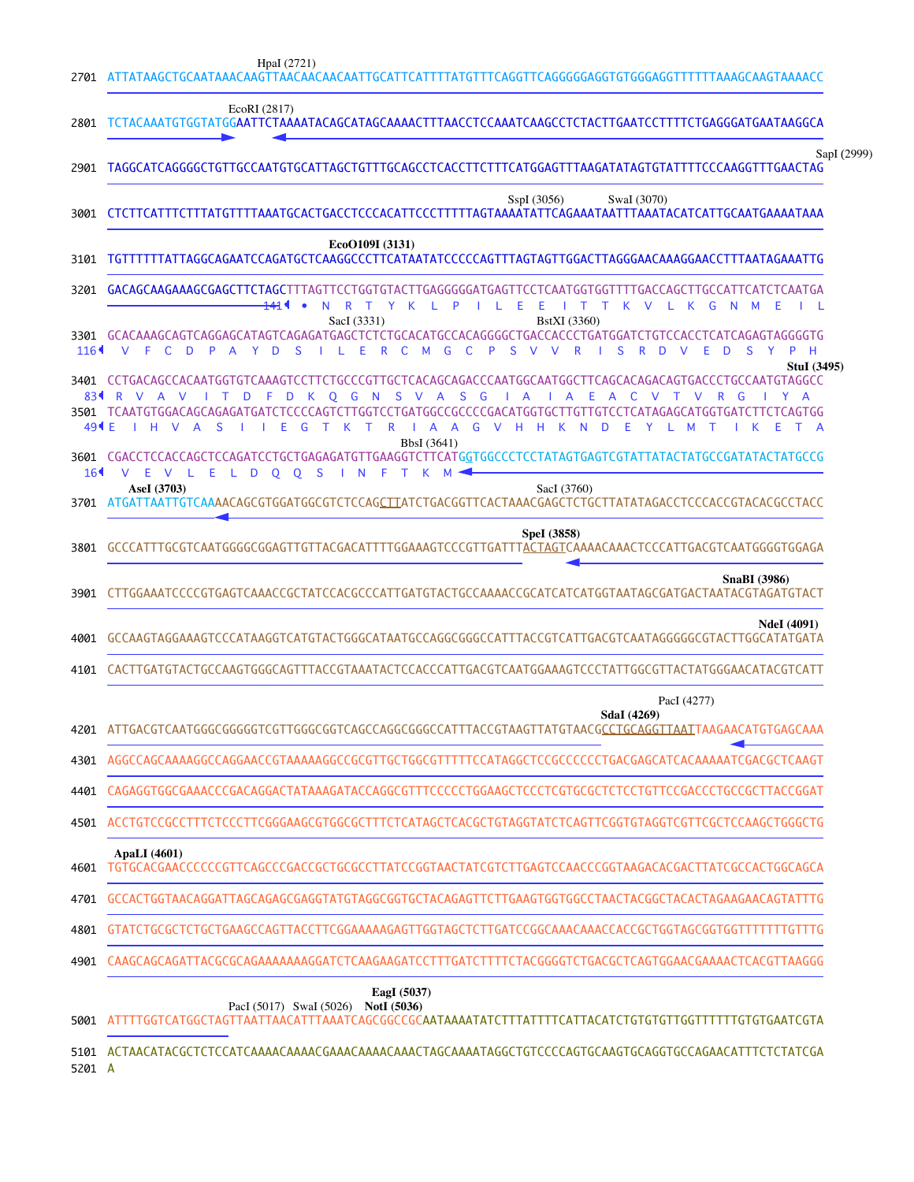```
                                 HpaI (2721)
2701  ATTATAAGCTGCAATAAACAAGTTAACAACAACAATTGCATTCATTTTATGTTTCAGGTTCAGGGGGAGGTGTGGGAGGTTTTTTAAAGCAAGTAAAACC

                               EcoRI (2817)
2801  TCTACAAATGTGGTATGGAATTCTAAAATACAGCATAGCAAAACTTTAACCTCCAAATCAAGCCTCTACTTGAATCCTTTTCTGAGGGATGAATAAGGCA

                                                                                                      SapI (2999)
2901  TAGGCATCAGGGGCTGTTGCCAATGTGCATTAGCTGTTTGCAGCCTCACCTTCTTTCATGGAGTTTAAGATATAGTGTATTTTCCCAAGGTTTGAACTAG

                                                                          SspI (3056)    SwaI (3070)
3001  CTCTTCATTTCTTTATGTTTTAAATGCACTGACCTCCCACATTCCCTTTTTAGTAAAATATTCAGAAATAATTTAAATACATCATTGCAATGAAAATAAA

                                   EcoO109I (3131)
3101  TGTTTTTTATTAGGCAGAATCCAGATGCTCAAGGCCCTTCATAATATCCCCCAGTTTAGTAGTTGGACTTAGGGAACAAAGGAACCTTTAATAGAAATTG

3201  GACAGCAAGAAAGCGAGCTTCTAGCTTTAGTTCCTGGTGTACTTGAGGGGGATGAGTTCCTCAATGGTGGTTTTGACCAGCTTGCCATTCATCTCAATGA
                             141◄ •  N  R  T  Y  K  L  P  I  L  E  E  I  T  T  K  V  L  K  G  N  M  E  I  L
                                          SacI (3331)                     BstXI (3360)
3301  GCACAAAGCAGTCAGGAGCATAGTCAGAGATGAGCTCTCTGCACATGCCACAGGGGCTGACCACCCTGATGGATCTGTCCACCTCATCAGAGTAGGGGTG
116◄  V  F  C  D  P  A  Y  D  S  I  L  E  R  C  M  G  C  P  S  V  V  R  I  S  R  D  V  E  D  S  Y  P  H
                                                                                                   StuI (3495)
3401  CCTGACAGCCACAATGGTGTCAAAGTCCTTCTGCCCGTTGCTCACAGCAGACCCAATGGCAATGGCTTCAGCACAGACAGTGACCCTGCCAATGTAGGCC
83◄   R  V  A  V  I  T  D  F  D  K  Q  G  N  S  V  A  S  G  I  A  I  A  E  A  C  V  T  V  R  G  I  Y  A
3501  TCAATGTGGACAGCAGAGATGATCTCCCCAGTCTTGGTCCTGATGGCCGCCCCGACATGGTGCTTGTTGTCCTCATAGAGCATGGTGATCTTCTCAGTGG
49◄   E  I  H  V  A  S  I  I  E  G  T  K  T  R  I  A  A  G  V  H  H  K  N  D  E  Y  L  M  T  I  K  E  T  A
                                                BbsI (3641)
3601  CGACCTCCACCAGCTCCAGATCCTGCTGAGAGATGTTGAAGGTCTTCATGGTGGCCCTCCTATAGTGAGTCGTATTATACTATGCCGATATACTATGCCG
16◄   V  E  V  L  E  L  D  Q  Q  S  I  N  F  T  K  M  ◄
     AseI (3703)                                                          SacI (3760)
3701  ATGATTAATTGTCAAAACAGCGTGGATGGCGTCTCCAGCTTATCTGACGGTTCACTAAACGAGCTCTGCTTATATAGACCTCCCACCGTACACGCCTACC

                                                                            SpeI (3858)
3801  GCCCATTTGCGTCAATGGGGCGGAGTTGTTACGACATTTTGGAAAGTCCCGTTGATTTACTAGTCAAAACAAACTCCCATTGACGTCAATGGGGTGGAGA

                                                                                                 SnaBI (3986)
3901  CTTGGAAATCCCCGTGAGTCAAACCGCTATCCACGCCCATTGATGTACTGCCAAAACCGCATCATCATGGTAATAGCGATGACTAATACGTAGATGTACT

                                                                                                   NdeI (4091)
4001  GCCAAGTAGGAAAGTCCCATAAGGTCATGTACTGGGCATAATGCCAGGCGGGCCATTTACCGTCATTGACGTCAATAGGGGGCGTACTTGGCATATGATA

4101  CACTTGATGTACTGCCAAGTGGGCAGTTTACCGTAAATACTCCACCCATTGACGTCAATGGAAAGTCCCTATTGGCGTTACTATGGGAACATACGTCATT

                                                                                          PacI (4277)
                                                                                   SdaI (4269)
4201  ATTGACGTCAATGGGCGGGGGTCGTTGGGCGGTCAGCCAGGCGGGCCATTTACCGTAAGTTATGTAACGCCTGCAGGTTAATTAAGAACATGTGAGCAAA

4301  AGGCCAGCAAAAGGCCAGGAACCGTAAAAAGGCCGCGTTGCTGGCGTTTTTCCATAGGCTCCGCCCCCCTGACGAGCATCACAAAAATCGACGCTCAAGT

4401  CAGAGGTGGCGAAACCCGACAGGACTATAAAGATACCAGGCGTTTCCCCCTGGAAGCTCCCTCGTGCGCTCTCCTGTTCCGACCCTGCCGCTTACCGGAT

4501  ACCTGTCCGCCTTTCTCCCTTCGGGAAGCGTGGCGCTTTCTCATAGCTCACGCTGTAGGTATCTCAGTTCGGTGTAGGTCGTTCGCTCCAAGCTGGGCTG

   ApaLI (4601)
4601  TGTGCACGAACCCCCCGTTCAGCCCGACCGCTGCGCCTTATCCGGTAACTATCGTCTTGAGTCCAACCCGGTAAGACACGACTTATCGCCACTGGCAGCA

4701  GCCACTGGTAACAGGATTAGCAGAGCGAGGTATGTAGGCGGTGCTACAGAGTTCTTGAAGTGGTGGCCTAACTACGGCTACACTAGAAGAACAGTATTTG

4801  GTATCTGCGCTCTGCTGAAGCCAGTTACCTTCGGAAAAAGAGTTGGTAGCTCTTGATCCGGCAAACAAACCACCGCTGGTAGCGGTGGTTTTTTTGTTTG

4901  CAAGCAGCAGATTACGCGCAGAAAAAAAGGATCTCAAGAAGATCCTTTGATCTTTTCTACGGGGTCTGACGCTCAGTGGAACGAAAACTCACGTTAAGGG

                                              EagI (5037)
                       PacI (5017)  SwaI (5026)   NotI (5036)
5001  ATTTTGGTCATGGCTAGTTAATTAACATTTAAATCAGCGGCCGCAATAAAATATCTTTATTTTCATTACATCTGTGTGTTGGTTTTTTGTGTGAATCGTA

5101  ACTAACATACGCTCTCCATCAAAACAAAACGAAACAAAACAAACTAGCAAAATAGGCTGTCCCCAGTGCAAGTGCAGGTGCCAGAACATTTCTCTATCGA
5201  A
```